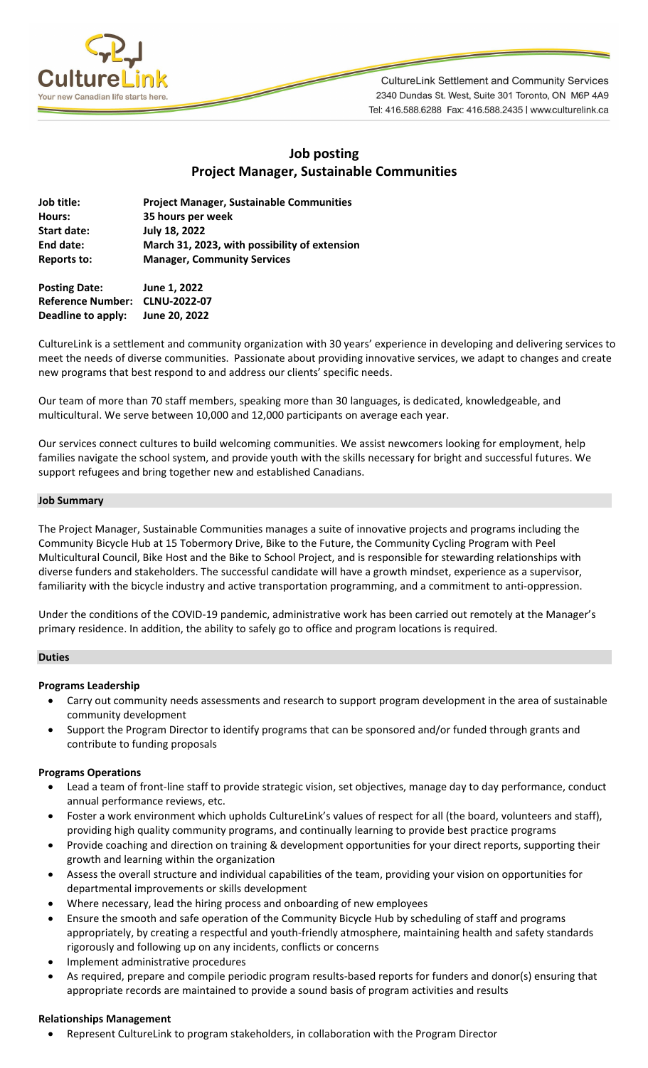CultureLink Settlement and Community Services
2340 Dundas St. West, Suite 301 Toronto, ON M6P 4A9
Tel: 416.588.6288 Fax: 416.588.2435 | www.culturelink.ca

# Job posting
# Project Manager, Sustainable Communities

| | |
|---|---|
| **Job title:** | **Project Manager, Sustainable Communities** |
| **Hours:** | **35 hours per week** |
| **Start date:** | **July 18, 2022** |
| **End date:** | **March 31, 2023, with possibility of extension** |
| **Reports to:** | **Manager, Community Services** |

| | |
|---|---|
| **Posting Date:** | **June 1, 2022** |
| **Reference Number:** | **CLNU-2022-07** |
| **Deadline to apply:** | **June 20, 2022** |

CultureLink is a settlement and community organization with 30 years' experience in developing and delivering services to meet the needs of diverse communities. Passionate about providing innovative services, we adapt to changes and create new programs that best respond to and address our clients' specific needs.

Our team of more than 70 staff members, speaking more than 30 languages, is dedicated, knowledgeable, and multicultural. We serve between 10,000 and 12,000 participants on average each year.

Our services connect cultures to build welcoming communities. We assist newcomers looking for employment, help families navigate the school system, and provide youth with the skills necessary for bright and successful futures. We support refugees and bring together new and established Canadians.

## Job Summary

The Project Manager, Sustainable Communities manages a suite of innovative projects and programs including the Community Bicycle Hub at 15 Tobermory Drive, Bike to the Future, the Community Cycling Program with Peel Multicultural Council, Bike Host and the Bike to School Project, and is responsible for stewarding relationships with diverse funders and stakeholders. The successful candidate will have a growth mindset, experience as a supervisor, familiarity with the bicycle industry and active transportation programming, and a commitment to anti-oppression.

Under the conditions of the COVID-19 pandemic, administrative work has been carried out remotely at the Manager's primary residence. In addition, the ability to safely go to office and program locations is required.

## Duties

### Programs Leadership

- Carry out community needs assessments and research to support program development in the area of sustainable community development
- Support the Program Director to identify programs that can be sponsored and/or funded through grants and contribute to funding proposals

### Programs Operations

- Lead a team of front-line staff to provide strategic vision, set objectives, manage day to day performance, conduct annual performance reviews, etc.
- Foster a work environment which upholds CultureLink's values of respect for all (the board, volunteers and staff), providing high quality community programs, and continually learning to provide best practice programs
- Provide coaching and direction on training & development opportunities for your direct reports, supporting their growth and learning within the organization
- Assess the overall structure and individual capabilities of the team, providing your vision on opportunities for departmental improvements or skills development
- Where necessary, lead the hiring process and onboarding of new employees
- Ensure the smooth and safe operation of the Community Bicycle Hub by scheduling of staff and programs appropriately, by creating a respectful and youth-friendly atmosphere, maintaining health and safety standards rigorously and following up on any incidents, conflicts or concerns
- Implement administrative procedures
- As required, prepare and compile periodic program results-based reports for funders and donor(s) ensuring that appropriate records are maintained to provide a sound basis of program activities and results

### Relationships Management

- Represent CultureLink to program stakeholders, in collaboration with the Program Director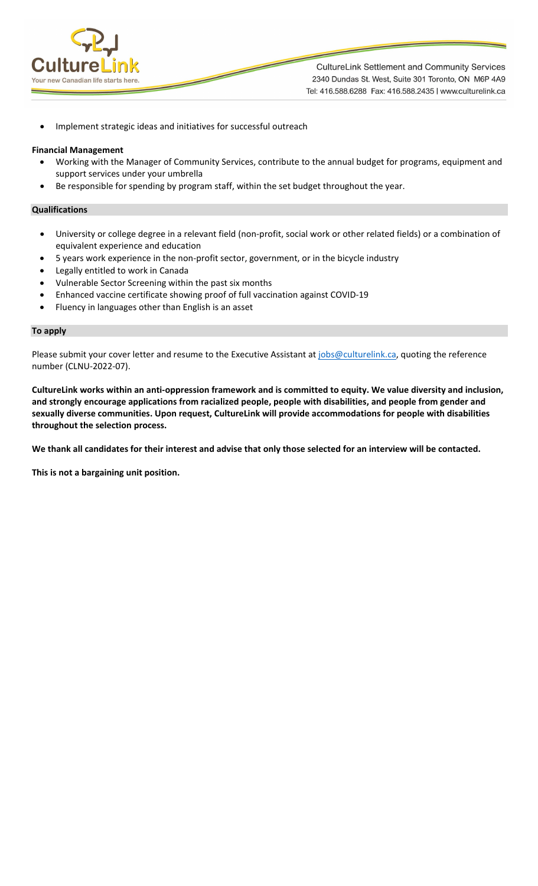- Implement strategic ideas and initiatives for successful outreach

**Financial Management**

- Working with the Manager of Community Services, contribute to the annual budget for programs, equipment and support services under your umbrella
- Be responsible for spending by program staff, within the set budget throughout the year.

## Qualifications

- University or college degree in a relevant field (non-profit, social work or other related fields) or a combination of equivalent experience and education
- 5 years work experience in the non-profit sector, government, or in the bicycle industry
- Legally entitled to work in Canada
- Vulnerable Sector Screening within the past six months
- Enhanced vaccine certificate showing proof of full vaccination against COVID-19
- Fluency in languages other than English is an asset

## To apply

Please submit your cover letter and resume to the Executive Assistant at jobs@culturelink.ca, quoting the reference number (CLNU-2022-07).

**CultureLink works within an anti-oppression framework and is committed to equity. We value diversity and inclusion, and strongly encourage applications from racialized people, people with disabilities, and people from gender and sexually diverse communities. Upon request, CultureLink will provide accommodations for people with disabilities throughout the selection process.**

**We thank all candidates for their interest and advise that only those selected for an interview will be contacted.**

**This is not a bargaining unit position.**